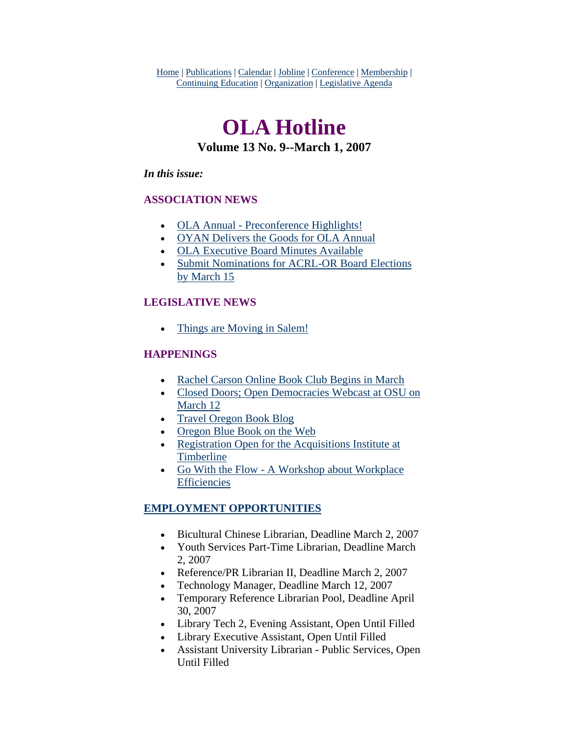Home | Publications | Calendar | Jobline | Conference | Membership | Continuing Education | Organization | Legislative Agenda

# OLA Hotline

### Volume 13 No. 9--March 1, 2007

***In this issue:***

### ASSOCIATION NEWS

- OLA Annual - Preconference Highlights!
- OYAN Delivers the Goods for OLA Annual
- OLA Executive Board Minutes Available
- Submit Nominations for ACRL-OR Board Elections by March 15

### LEGISLATIVE NEWS

- Things are Moving in Salem!

### HAPPENINGS

- Rachel Carson Online Book Club Begins in March
- Closed Doors; Open Democracies Webcast at OSU on March 12
- Travel Oregon Book Blog
- Oregon Blue Book on the Web
- Registration Open for the Acquisitions Institute at Timberline
- Go With the Flow - A Workshop about Workplace Efficiencies

### EMPLOYMENT OPPORTUNITIES

- Bicultural Chinese Librarian, Deadline March 2, 2007
- Youth Services Part-Time Librarian, Deadline March 2, 2007
- Reference/PR Librarian II, Deadline March 2, 2007
- Technology Manager, Deadline March 12, 2007
- Temporary Reference Librarian Pool, Deadline April 30, 2007
- Library Tech 2, Evening Assistant, Open Until Filled
- Library Executive Assistant, Open Until Filled
- Assistant University Librarian - Public Services, Open Until Filled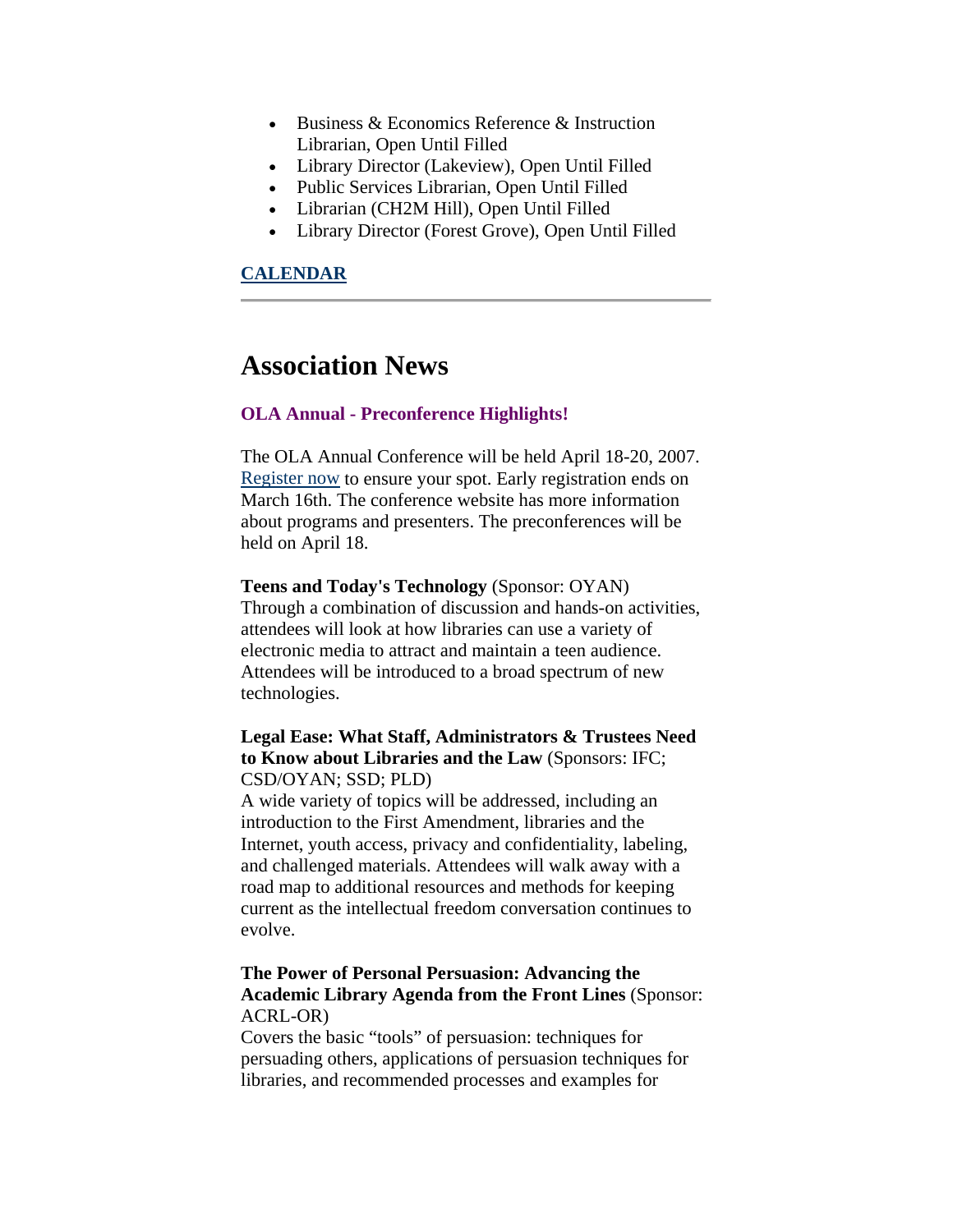- Business & Economics Reference & Instruction Librarian, Open Until Filled
- Library Director (Lakeview), Open Until Filled
- Public Services Librarian, Open Until Filled
- Librarian (CH2M Hill), Open Until Filled
- Library Director (Forest Grove), Open Until Filled

**CALENDAR**

---

# Association News

### OLA Annual - Preconference Highlights!

The OLA Annual Conference will be held April 18-20, 2007. Register now to ensure your spot. Early registration ends on March 16th. The conference website has more information about programs and presenters. The preconferences will be held on April 18.

**Teens and Today's Technology** (Sponsor: OYAN)
Through a combination of discussion and hands-on activities, attendees will look at how libraries can use a variety of electronic media to attract and maintain a teen audience. Attendees will be introduced to a broad spectrum of new technologies.

**Legal Ease: What Staff, Administrators & Trustees Need to Know about Libraries and the Law** (Sponsors: IFC; CSD/OYAN; SSD; PLD)
A wide variety of topics will be addressed, including an introduction to the First Amendment, libraries and the Internet, youth access, privacy and confidentiality, labeling, and challenged materials. Attendees will walk away with a road map to additional resources and methods for keeping current as the intellectual freedom conversation continues to evolve.

**The Power of Personal Persuasion: Advancing the Academic Library Agenda from the Front Lines** (Sponsor: ACRL-OR)
Covers the basic "tools" of persuasion: techniques for persuading others, applications of persuasion techniques for libraries, and recommended processes and examples for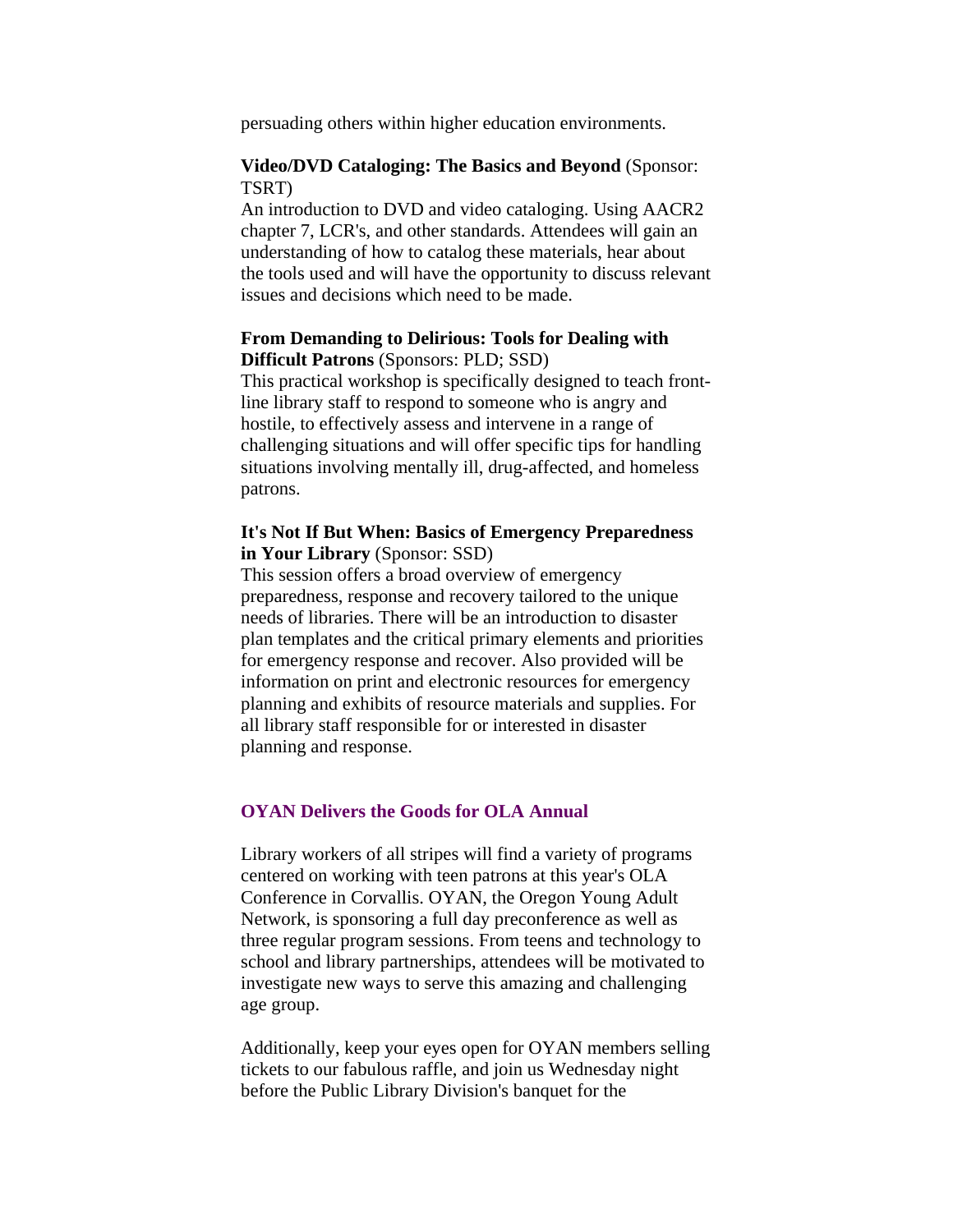persuading others within higher education environments.

**Video/DVD Cataloging: The Basics and Beyond** (Sponsor: TSRT)
An introduction to DVD and video cataloging. Using AACR2 chapter 7, LCR's, and other standards. Attendees will gain an understanding of how to catalog these materials, hear about the tools used and will have the opportunity to discuss relevant issues and decisions which need to be made.

**From Demanding to Delirious: Tools for Dealing with Difficult Patrons** (Sponsors: PLD; SSD)
This practical workshop is specifically designed to teach front-line library staff to respond to someone who is angry and hostile, to effectively assess and intervene in a range of challenging situations and will offer specific tips for handling situations involving mentally ill, drug-affected, and homeless patrons.

**It's Not If But When: Basics of Emergency Preparedness in Your Library** (Sponsor: SSD)
This session offers a broad overview of emergency preparedness, response and recovery tailored to the unique needs of libraries. There will be an introduction to disaster plan templates and the critical primary elements and priorities for emergency response and recover. Also provided will be information on print and electronic resources for emergency planning and exhibits of resource materials and supplies. For all library staff responsible for or interested in disaster planning and response.

## OYAN Delivers the Goods for OLA Annual

Library workers of all stripes will find a variety of programs centered on working with teen patrons at this year's OLA Conference in Corvallis. OYAN, the Oregon Young Adult Network, is sponsoring a full day preconference as well as three regular program sessions. From teens and technology to school and library partnerships, attendees will be motivated to investigate new ways to serve this amazing and challenging age group.

Additionally, keep your eyes open for OYAN members selling tickets to our fabulous raffle, and join us Wednesday night before the Public Library Division's banquet for the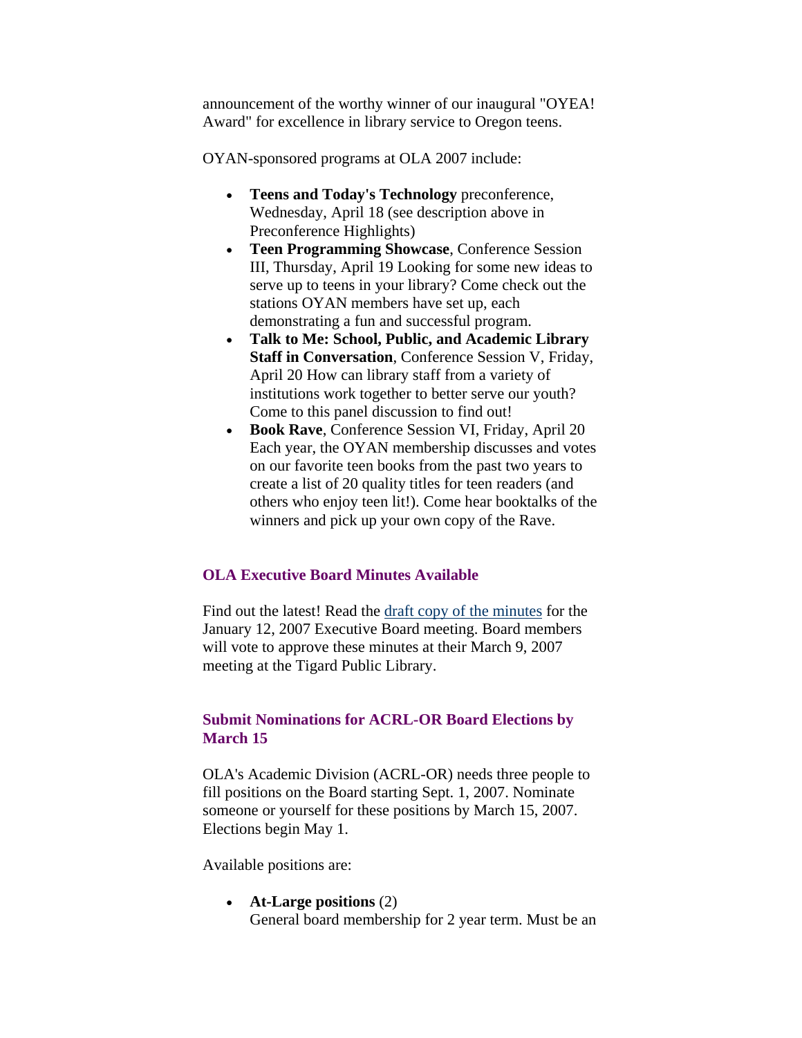announcement of the worthy winner of our inaugural "OYEA! Award" for excellence in library service to Oregon teens.

OYAN-sponsored programs at OLA 2007 include:

- **Teens and Today's Technology** preconference, Wednesday, April 18 (see description above in Preconference Highlights)
- **Teen Programming Showcase**, Conference Session III, Thursday, April 19 Looking for some new ideas to serve up to teens in your library? Come check out the stations OYAN members have set up, each demonstrating a fun and successful program.
- **Talk to Me: School, Public, and Academic Library Staff in Conversation**, Conference Session V, Friday, April 20 How can library staff from a variety of institutions work together to better serve our youth? Come to this panel discussion to find out!
- **Book Rave**, Conference Session VI, Friday, April 20 Each year, the OYAN membership discusses and votes on our favorite teen books from the past two years to create a list of 20 quality titles for teen readers (and others who enjoy teen lit!). Come hear booktalks of the winners and pick up your own copy of the Rave.

### OLA Executive Board Minutes Available

Find out the latest! Read the draft copy of the minutes for the January 12, 2007 Executive Board meeting. Board members will vote to approve these minutes at their March 9, 2007 meeting at the Tigard Public Library.

### Submit Nominations for ACRL-OR Board Elections by March 15

OLA's Academic Division (ACRL-OR) needs three people to fill positions on the Board starting Sept. 1, 2007. Nominate someone or yourself for these positions by March 15, 2007. Elections begin May 1.

Available positions are:

- **At-Large positions** (2)
  General board membership for 2 year term. Must be an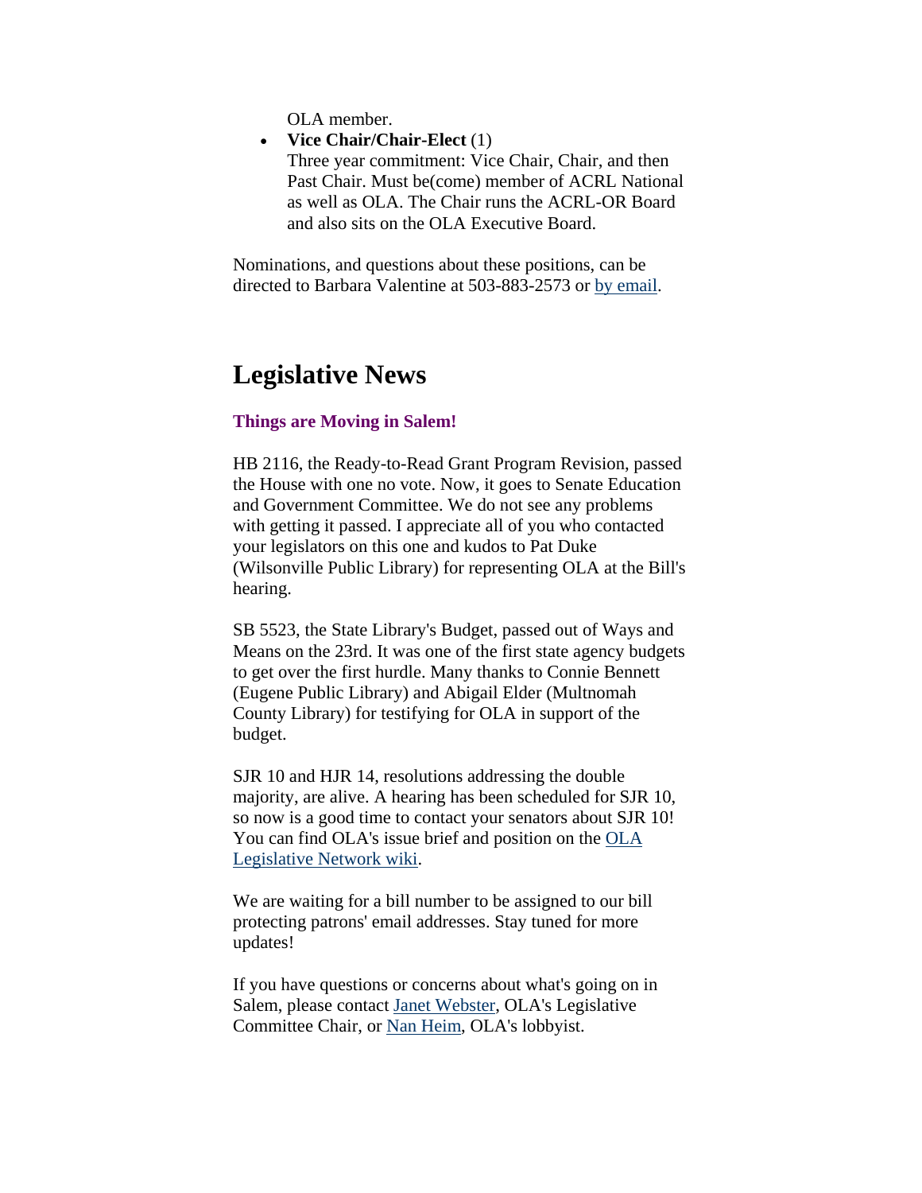OLA member.

- **Vice Chair/Chair-Elect** (1)
  Three year commitment: Vice Chair, Chair, and then Past Chair. Must be(come) member of ACRL National as well as OLA. The Chair runs the ACRL-OR Board and also sits on the OLA Executive Board.

Nominations, and questions about these positions, can be directed to Barbara Valentine at 503-883-2573 or by email.

## Legislative News

**Things are Moving in Salem!**

HB 2116, the Ready-to-Read Grant Program Revision, passed the House with one no vote. Now, it goes to Senate Education and Government Committee. We do not see any problems with getting it passed. I appreciate all of you who contacted your legislators on this one and kudos to Pat Duke (Wilsonville Public Library) for representing OLA at the Bill's hearing.

SB 5523, the State Library's Budget, passed out of Ways and Means on the 23rd. It was one of the first state agency budgets to get over the first hurdle. Many thanks to Connie Bennett (Eugene Public Library) and Abigail Elder (Multnomah County Library) for testifying for OLA in support of the budget.

SJR 10 and HJR 14, resolutions addressing the double majority, are alive. A hearing has been scheduled for SJR 10, so now is a good time to contact your senators about SJR 10! You can find OLA's issue brief and position on the OLA Legislative Network wiki.

We are waiting for a bill number to be assigned to our bill protecting patrons' email addresses. Stay tuned for more updates!

If you have questions or concerns about what's going on in Salem, please contact Janet Webster, OLA's Legislative Committee Chair, or Nan Heim, OLA's lobbyist.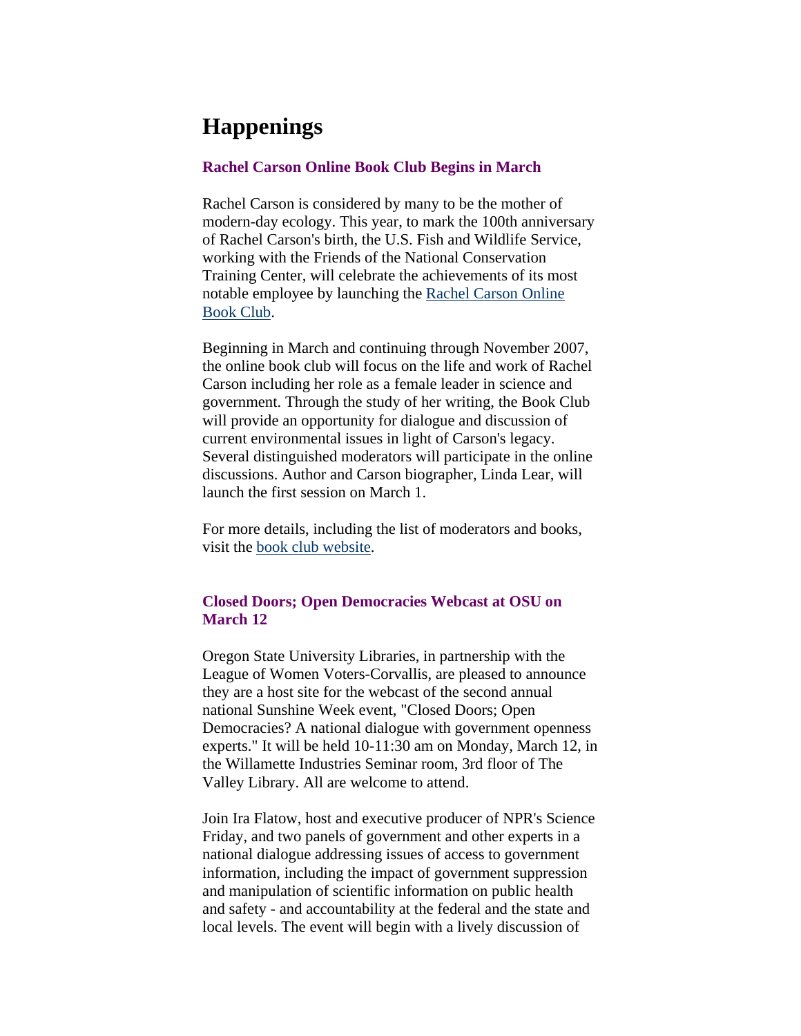# Happenings

### Rachel Carson Online Book Club Begins in March

Rachel Carson is considered by many to be the mother of modern-day ecology. This year, to mark the 100th anniversary of Rachel Carson's birth, the U.S. Fish and Wildlife Service, working with the Friends of the National Conservation Training Center, will celebrate the achievements of its most notable employee by launching the Rachel Carson Online Book Club.

Beginning in March and continuing through November 2007, the online book club will focus on the life and work of Rachel Carson including her role as a female leader in science and government. Through the study of her writing, the Book Club will provide an opportunity for dialogue and discussion of current environmental issues in light of Carson's legacy. Several distinguished moderators will participate in the online discussions. Author and Carson biographer, Linda Lear, will launch the first session on March 1.

For more details, including the list of moderators and books, visit the book club website.

### Closed Doors; Open Democracies Webcast at OSU on March 12

Oregon State University Libraries, in partnership with the League of Women Voters-Corvallis, are pleased to announce they are a host site for the webcast of the second annual national Sunshine Week event, "Closed Doors; Open Democracies? A national dialogue with government openness experts." It will be held 10-11:30 am on Monday, March 12, in the Willamette Industries Seminar room, 3rd floor of The Valley Library. All are welcome to attend.

Join Ira Flatow, host and executive producer of NPR's Science Friday, and two panels of government and other experts in a national dialogue addressing issues of access to government information, including the impact of government suppression and manipulation of scientific information on public health and safety - and accountability at the federal and the state and local levels. The event will begin with a lively discussion of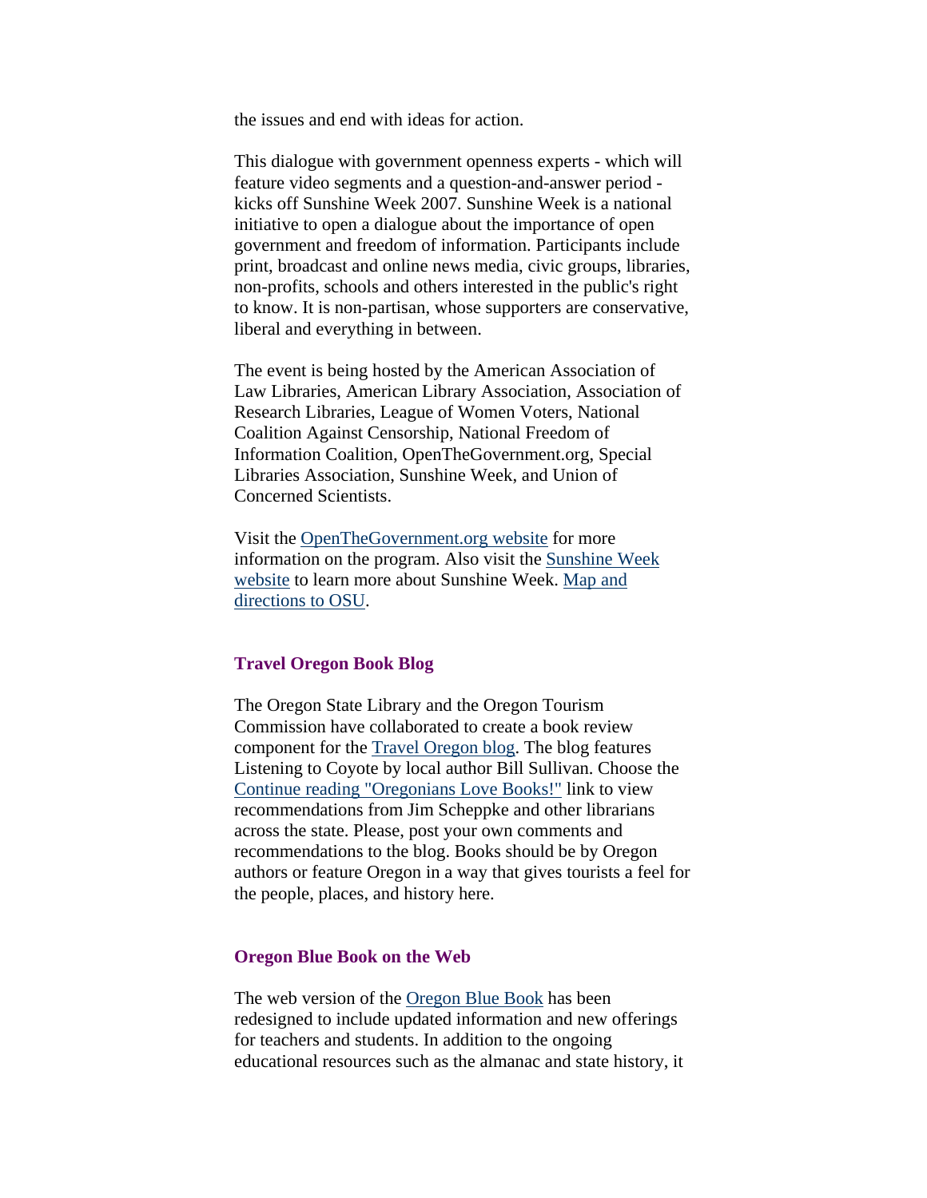the issues and end with ideas for action.

This dialogue with government openness experts - which will feature video segments and a question-and-answer period - kicks off Sunshine Week 2007. Sunshine Week is a national initiative to open a dialogue about the importance of open government and freedom of information. Participants include print, broadcast and online news media, civic groups, libraries, non-profits, schools and others interested in the public's right to know. It is non-partisan, whose supporters are conservative, liberal and everything in between.

The event is being hosted by the American Association of Law Libraries, American Library Association, Association of Research Libraries, League of Women Voters, National Coalition Against Censorship, National Freedom of Information Coalition, OpenTheGovernment.org, Special Libraries Association, Sunshine Week, and Union of Concerned Scientists.

Visit the OpenTheGovernment.org website for more information on the program. Also visit the Sunshine Week website to learn more about Sunshine Week. Map and directions to OSU.

### Travel Oregon Book Blog

The Oregon State Library and the Oregon Tourism Commission have collaborated to create a book review component for the Travel Oregon blog. The blog features Listening to Coyote by local author Bill Sullivan. Choose the Continue reading "Oregonians Love Books!" link to view recommendations from Jim Scheppke and other librarians across the state. Please, post your own comments and recommendations to the blog. Books should be by Oregon authors or feature Oregon in a way that gives tourists a feel for the people, places, and history here.

### Oregon Blue Book on the Web

The web version of the Oregon Blue Book has been redesigned to include updated information and new offerings for teachers and students. In addition to the ongoing educational resources such as the almanac and state history, it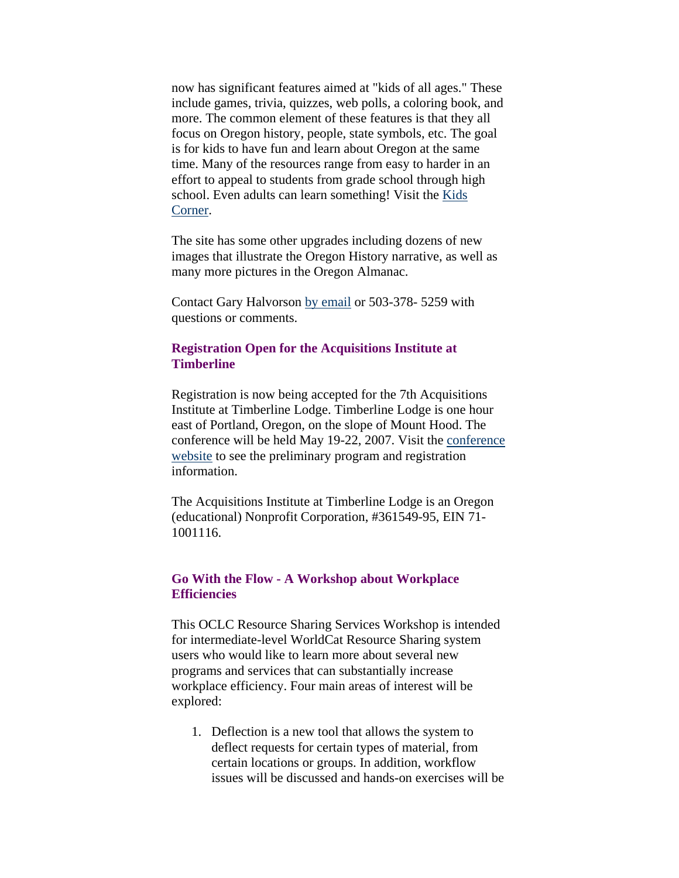now has significant features aimed at "kids of all ages." These include games, trivia, quizzes, web polls, a coloring book, and more. The common element of these features is that they all focus on Oregon history, people, state symbols, etc. The goal is for kids to have fun and learn about Oregon at the same time. Many of the resources range from easy to harder in an effort to appeal to students from grade school through high school. Even adults can learn something! Visit the Kids Corner.

The site has some other upgrades including dozens of new images that illustrate the Oregon History narrative, as well as many more pictures in the Oregon Almanac.

Contact Gary Halvorson by email or 503-378- 5259 with questions or comments.

### Registration Open for the Acquisitions Institute at Timberline

Registration is now being accepted for the 7th Acquisitions Institute at Timberline Lodge. Timberline Lodge is one hour east of Portland, Oregon, on the slope of Mount Hood. The conference will be held May 19-22, 2007. Visit the conference website to see the preliminary program and registration information.

The Acquisitions Institute at Timberline Lodge is an Oregon (educational) Nonprofit Corporation, #361549-95, EIN 71-1001116.

### Go With the Flow - A Workshop about Workplace Efficiencies

This OCLC Resource Sharing Services Workshop is intended for intermediate-level WorldCat Resource Sharing system users who would like to learn more about several new programs and services that can substantially increase workplace efficiency. Four main areas of interest will be explored:

1. Deflection is a new tool that allows the system to deflect requests for certain types of material, from certain locations or groups. In addition, workflow issues will be discussed and hands-on exercises will be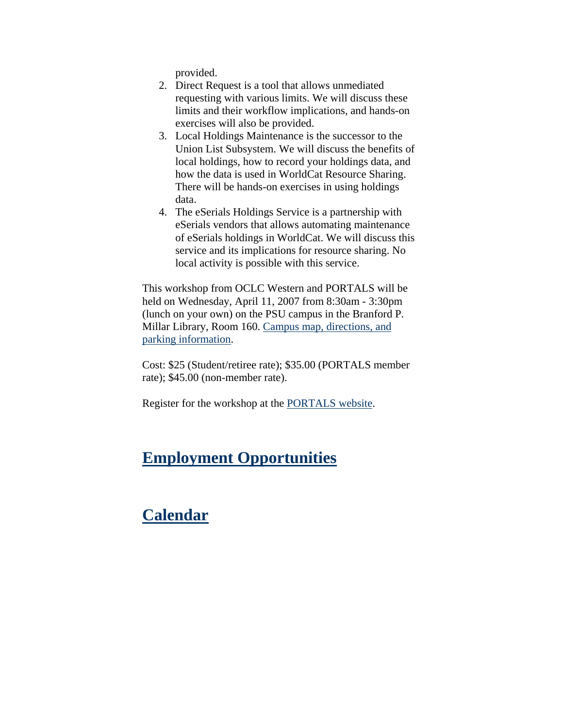provided.

2. Direct Request is a tool that allows unmediated requesting with various limits. We will discuss these limits and their workflow implications, and hands-on exercises will also be provided.
3. Local Holdings Maintenance is the successor to the Union List Subsystem. We will discuss the benefits of local holdings, how to record your holdings data, and how the data is used in WorldCat Resource Sharing. There will be hands-on exercises in using holdings data.
4. The eSerials Holdings Service is a partnership with eSerials vendors that allows automating maintenance of eSerials holdings in WorldCat. We will discuss this service and its implications for resource sharing. No local activity is possible with this service.

This workshop from OCLC Western and PORTALS will be held on Wednesday, April 11, 2007 from 8:30am - 3:30pm (lunch on your own) on the PSU campus in the Branford P. Millar Library, Room 160. Campus map, directions, and parking information.

Cost: $25 (Student/retiree rate); $35.00 (PORTALS member rate); $45.00 (non-member rate).

Register for the workshop at the PORTALS website.

## Employment Opportunities

## Calendar